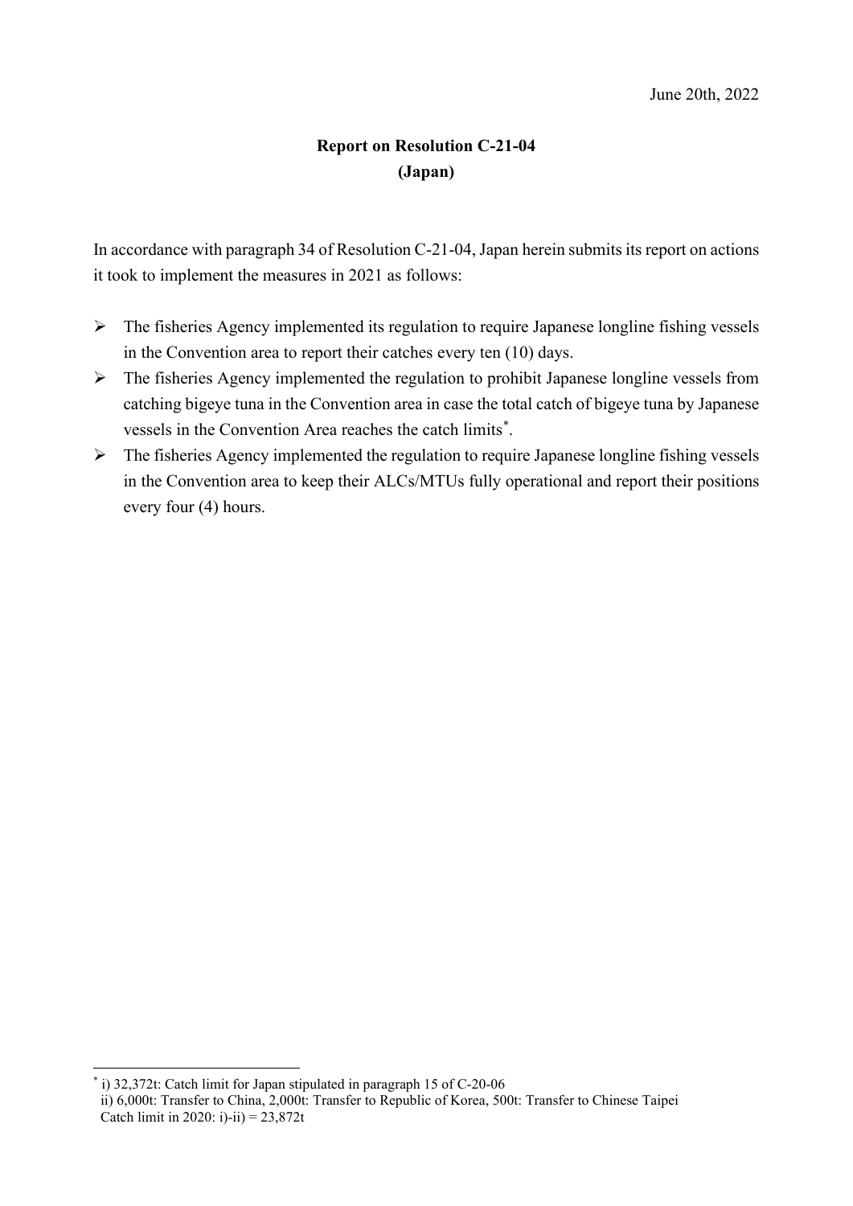June 20th, 2022

# Report on Resolution C-21-04
## (Japan)

In accordance with paragraph 34 of Resolution C-21-04, Japan herein submits its report on actions it took to implement the measures in 2021 as follows:

- The fisheries Agency implemented its regulation to require Japanese longline fishing vessels in the Convention area to report their catches every ten (10) days.
- The fisheries Agency implemented the regulation to prohibit Japanese longline vessels from catching bigeye tuna in the Convention area in case the total catch of bigeye tuna by Japanese vessels in the Convention Area reaches the catch limits[*].
- The fisheries Agency implemented the regulation to require Japanese longline fishing vessels in the Convention area to keep their ALCs/MTUs fully operational and report their positions every four (4) hours.

---

[*] i) 32,372t: Catch limit for Japan stipulated in paragraph 15 of C-20-06
ii) 6,000t: Transfer to China, 2,000t: Transfer to Republic of Korea, 500t: Transfer to Chinese Taipei
Catch limit in 2020: i)-ii) = 23,872t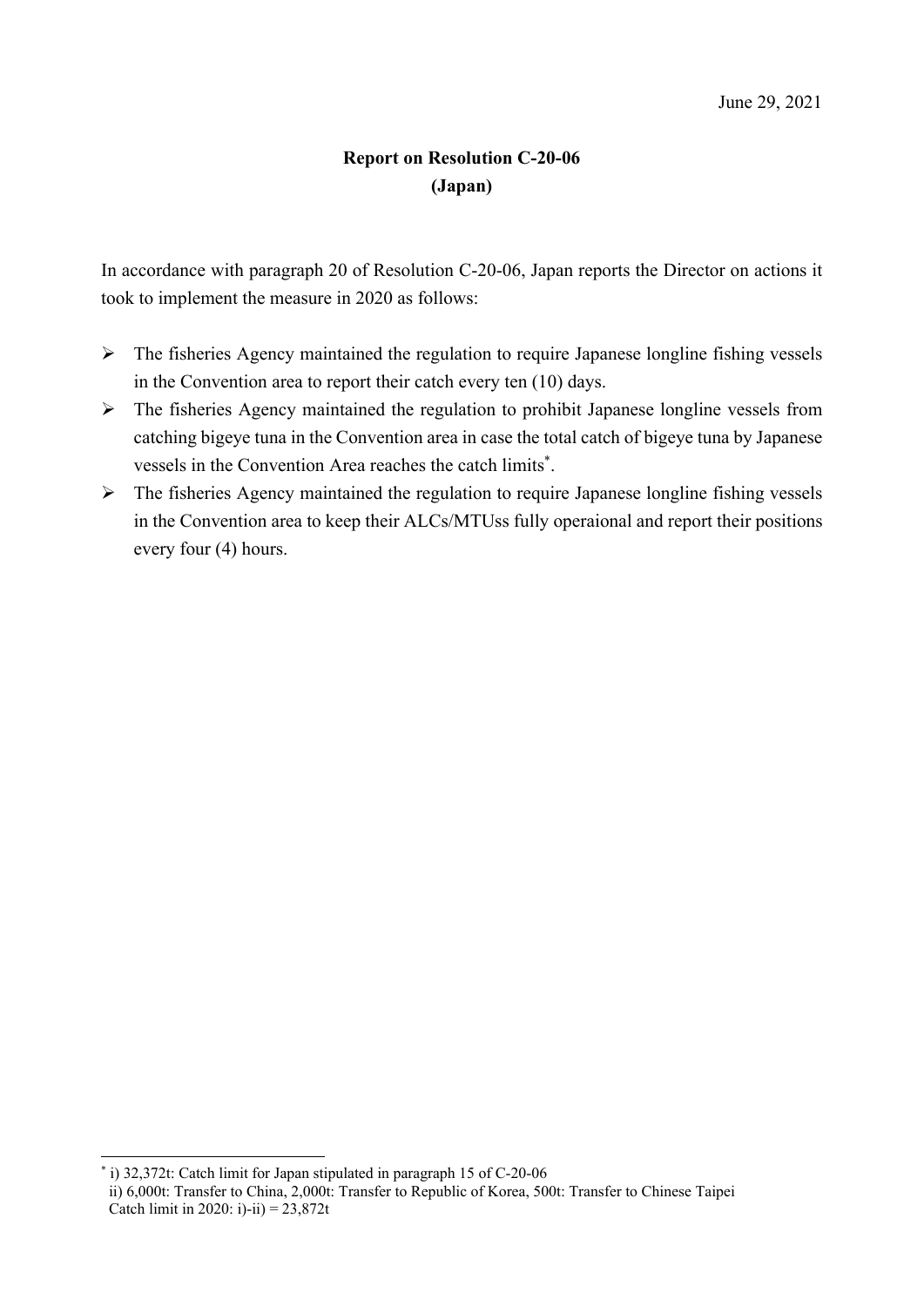June 29, 2021

**Report on Resolution C-20-06**
**(Japan)**

In accordance with paragraph 20 of Resolution C-20-06, Japan reports the Director on actions it took to implement the measure in 2020 as follows:

- The fisheries Agency maintained the regulation to require Japanese longline fishing vessels in the Convention area to report their catch every ten (10) days.
- The fisheries Agency maintained the regulation to prohibit Japanese longline vessels from catching bigeye tuna in the Convention area in case the total catch of bigeye tuna by Japanese vessels in the Convention Area reaches the catch limits*.
- The fisheries Agency maintained the regulation to require Japanese longline fishing vessels in the Convention area to keep their ALCs/MTUss fully operaional and report their positions every four (4) hours.

---

* i) 32,372t: Catch limit for Japan stipulated in paragraph 15 of C-20-06
ii) 6,000t: Transfer to China, 2,000t: Transfer to Republic of Korea, 500t: Transfer to Chinese Taipei
Catch limit in 2020: i)-ii) = 23,872t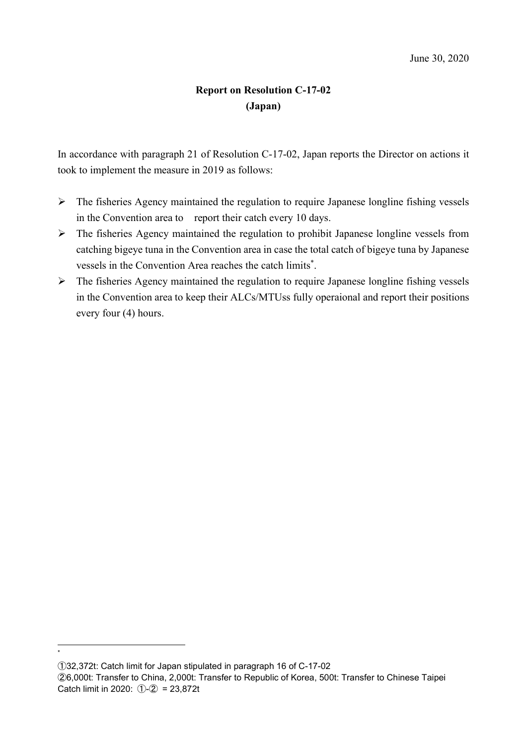June 30, 2020

**Report on Resolution C-17-02**
**(Japan)**

In accordance with paragraph 21 of Resolution C-17-02, Japan reports the Director on actions it took to implement the measure in 2019 as follows:

- The fisheries Agency maintained the regulation to require Japanese longline fishing vessels in the Convention area to report their catch every 10 days.
- The fisheries Agency maintained the regulation to prohibit Japanese longline vessels from catching bigeye tuna in the Convention area in case the total catch of bigeye tuna by Japanese vessels in the Convention Area reaches the catch limits*.
- The fisheries Agency maintained the regulation to require Japanese longline fishing vessels in the Convention area to keep their ALCs/MTUss fully operaional and report their positions every four (4) hours.

---

*

①32,372t: Catch limit for Japan stipulated in paragraph 16 of C-17-02

②6,000t: Transfer to China, 2,000t: Transfer to Republic of Korea, 500t: Transfer to Chinese Taipei

Catch limit in 2020: ①-② = 23,872t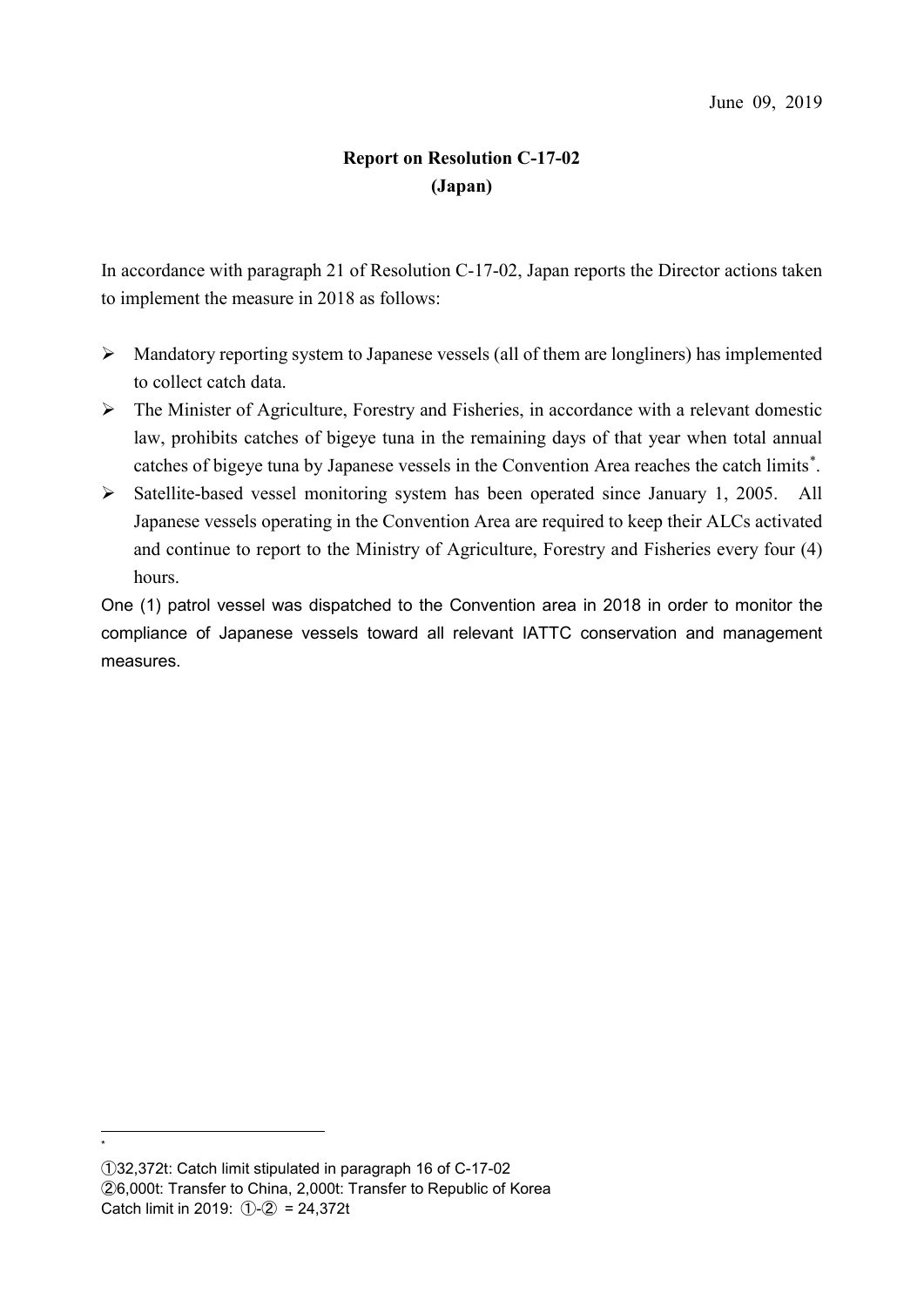June 09, 2019

**Report on Resolution C-17-02**
**(Japan)**

In accordance with paragraph 21 of Resolution C-17-02, Japan reports the Director actions taken to implement the measure in 2018 as follows:

- Mandatory reporting system to Japanese vessels (all of them are longliners) has implemented to collect catch data.
- The Minister of Agriculture, Forestry and Fisheries, in accordance with a relevant domestic law, prohibits catches of bigeye tuna in the remaining days of that year when total annual catches of bigeye tuna by Japanese vessels in the Convention Area reaches the catch limits[*].
- Satellite-based vessel monitoring system has been operated since January 1, 2005. All Japanese vessels operating in the Convention Area are required to keep their ALCs activated and continue to report to the Ministry of Agriculture, Forestry and Fisheries every four (4) hours.

One (1) patrol vessel was dispatched to the Convention area in 2018 in order to monitor the compliance of Japanese vessels toward all relevant IATTC conservation and management measures.

---

[*]

①32,372t: Catch limit stipulated in paragraph 16 of C-17-02
②6,000t: Transfer to China, 2,000t: Transfer to Republic of Korea
Catch limit in 2019: ①-② = 24,372t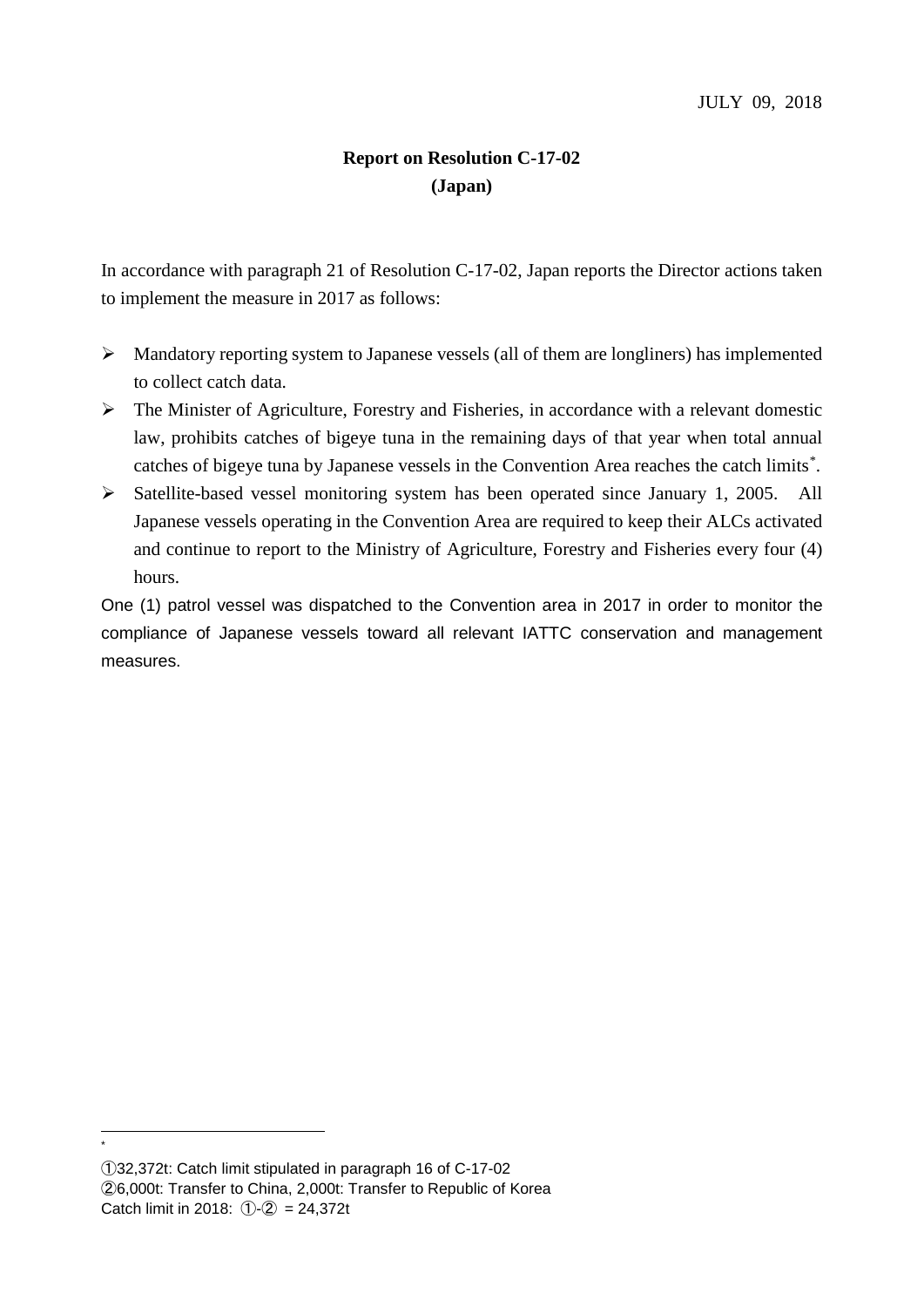JULY 09, 2018

**Report on Resolution C-17-02**
**(Japan)**

In accordance with paragraph 21 of Resolution C-17-02, Japan reports the Director actions taken to implement the measure in 2017 as follows:

- Mandatory reporting system to Japanese vessels (all of them are longliners) has implemented to collect catch data.
- The Minister of Agriculture, Forestry and Fisheries, in accordance with a relevant domestic law, prohibits catches of bigeye tuna in the remaining days of that year when total annual catches of bigeye tuna by Japanese vessels in the Convention Area reaches the catch limits[*].
- Satellite-based vessel monitoring system has been operated since January 1, 2005. All Japanese vessels operating in the Convention Area are required to keep their ALCs activated and continue to report to the Ministry of Agriculture, Forestry and Fisheries every four (4) hours.

One (1) patrol vessel was dispatched to the Convention area in 2017 in order to monitor the compliance of Japanese vessels toward all relevant IATTC conservation and management measures.

---

[*]

①32,372t: Catch limit stipulated in paragraph 16 of C-17-02
②6,000t: Transfer to China, 2,000t: Transfer to Republic of Korea
Catch limit in 2018: ①-② = 24,372t